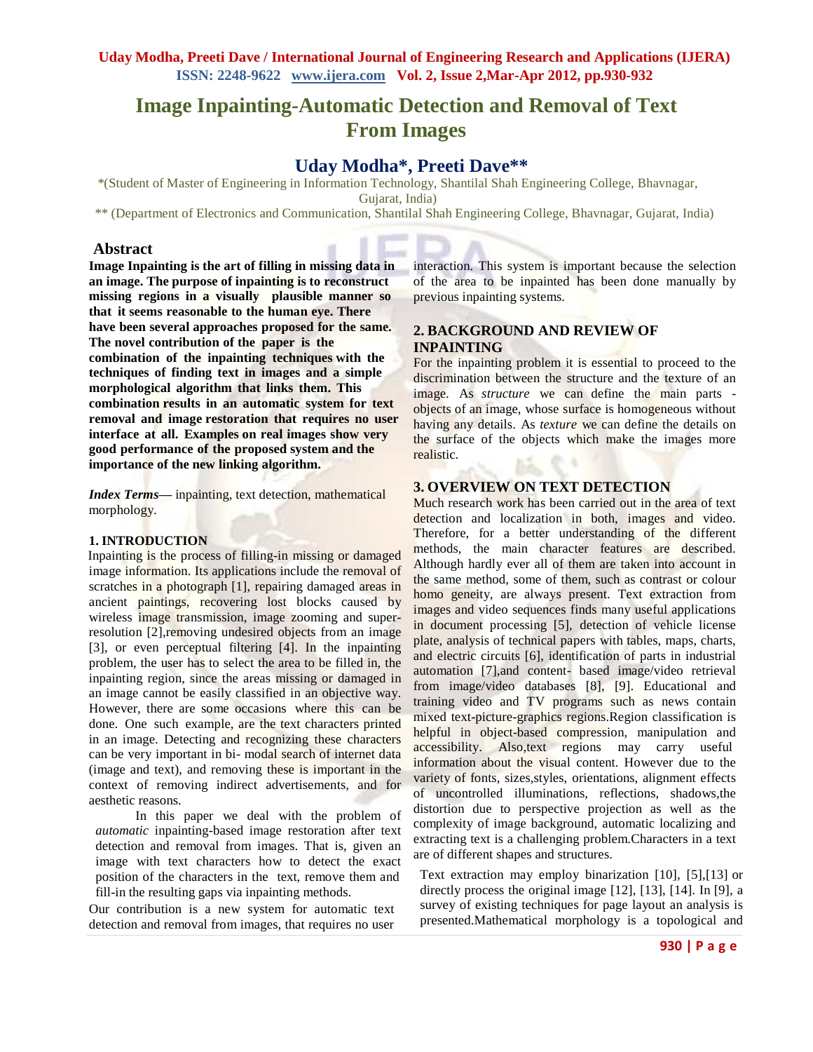# Image Inpainting-Automatic Detection and Removal of Text From Images

## Uday Modha*, Preeti Dave**

*(Student of Master of Engineering in Information Technology, Shantilal Shah Engineering College, Bhavnagar, Gujarat, India)

** (Department of Electronics and Communication, Shantilal Shah Engineering College, Bhavnagar, Gujarat, India)

## Abstract

**Image Inpainting is the art of filling in missing data in an image. The purpose of inpainting is to reconstruct missing regions in a visually plausible manner so that it seems reasonable to the human eye. There have been several approaches proposed for the same. The novel contribution of the paper is the combination of the inpainting techniques with the techniques of finding text in images and a simple morphological algorithm that links them. This combination results in an automatic system for text removal and image restoration that requires no user interface at all. Examples on real images show very good performance of the proposed system and the importance of the new linking algorithm.**

***Index Terms*—** inpainting, text detection, mathematical morphology.

### 1. INTRODUCTION

Inpainting is the process of filling-in missing or damaged image information. Its applications include the removal of scratches in a photograph [1], repairing damaged areas in ancient paintings, recovering lost blocks caused by wireless image transmission, image zooming and super-resolution [2],removing undesired objects from an image [3], or even perceptual filtering [4]. In the inpainting problem, the user has to select the area to be filled in, the inpainting region, since the areas missing or damaged in an image cannot be easily classified in an objective way. However, there are some occasions where this can be done. One such example, are the text characters printed in an image. Detecting and recognizing these characters can be very important in bi- modal search of internet data (image and text), and removing these is important in the context of removing indirect advertisements, and for aesthetic reasons.

In this paper we deal with the problem of *automatic* inpainting-based image restoration after text detection and removal from images. That is, given an image with text characters how to detect the exact position of the characters in the text, remove them and fill-in the resulting gaps via inpainting methods.

Our contribution is a new system for automatic text detection and removal from images, that requires no user interaction. This system is important because the selection of the area to be inpainted has been done manually by previous inpainting systems.

### 2. BACKGROUND AND REVIEW OF INPAINTING

For the inpainting problem it is essential to proceed to the discrimination between the structure and the texture of an image. As *structure* we can define the main parts - objects of an image, whose surface is homogeneous without having any details. As *texture* we can define the details on the surface of the objects which make the images more realistic.

### 3. OVERVIEW ON TEXT DETECTION

Much research work has been carried out in the area of text detection and localization in both, images and video. Therefore, for a better understanding of the different methods, the main character features are described. Although hardly ever all of them are taken into account in the same method, some of them, such as contrast or colour homo geneity, are always present. Text extraction from images and video sequences finds many useful applications in document processing [5], detection of vehicle license plate, analysis of technical papers with tables, maps, charts, and electric circuits [6], identification of parts in industrial automation [7],and content- based image/video retrieval from image/video databases [8], [9]. Educational and training video and TV programs such as news contain mixed text-picture-graphics regions.Region classification is helpful in object-based compression, manipulation and accessibility. Also,text regions may carry useful information about the visual content. However due to the variety of fonts, sizes,styles, orientations, alignment effects of uncontrolled illuminations, reflections, shadows,the distortion due to perspective projection as well as the complexity of image background, automatic localizing and extracting text is a challenging problem.Characters in a text are of different shapes and structures.

Text extraction may employ binarization [10], [5],[13] or directly process the original image [12], [13], [14]. In [9], a survey of existing techniques for page layout an analysis is presented.Mathematical morphology is a topological and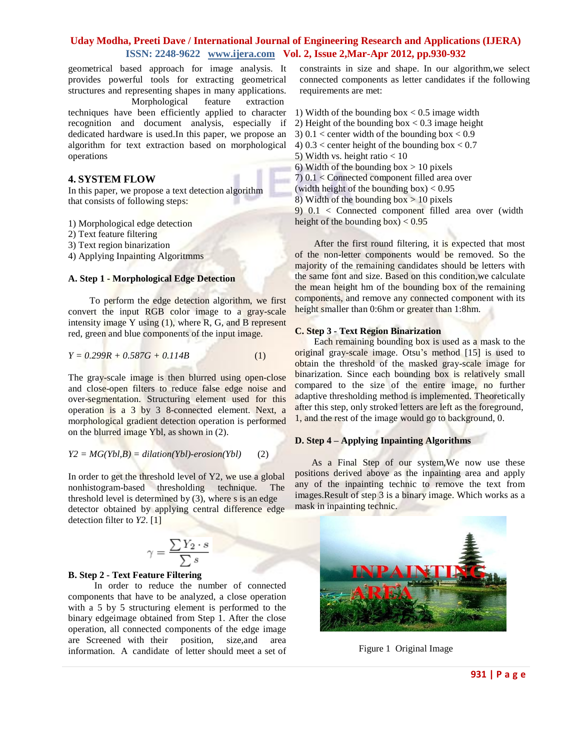geometrical based approach for image analysis. It provides powerful tools for extracting geometrical structures and representing shapes in many applications.

Morphological feature extraction techniques have been efficiently applied to character recognition and document analysis, especially if dedicated hardware is used.In this paper, we propose an algorithm for text extraction based on morphological operations

## 4. SYSTEM FLOW

In this paper, we propose a text detection algorithm that consists of following steps:

1) Morphological edge detection
2) Text feature filtering
3) Text region binarization
4) Applying Inpainting Algoritmms

### A. Step 1 - Morphological Edge Detection

To perform the edge detection algorithm, we first convert the input RGB color image to a gray-scale intensity image Y using (1), where R, G, and B represent red, green and blue components of the input image.

$$Y = 0.299R + 0.587G + 0.114B \qquad (1)$$

The gray-scale image is then blurred using open-close and close-open filters to reduce false edge noise and over-segmentation. Structuring element used for this operation is a 3 by 3 8-connected element. Next, a morphological gradient detection operation is performed on the blurred image Ybl, as shown in (2).

$$Y2 = MG(Ybl,B) = dilation(Ybl)-erosion(Ybl) \qquad (2)$$

In order to get the threshold level of Y2, we use a global nonhistogram-based thresholding technique. The threshold level is determined by (3), where s is an edge detector obtained by applying central difference edge detection filter to *Y2*. [1]

$$\gamma = \frac{\sum Y_2 \cdot s}{\sum s}$$

### B. Step 2 - Text Feature Filtering

In order to reduce the number of connected components that have to be analyzed, a close operation with a 5 by 5 structuring element is performed to the binary edgeimage obtained from Step 1. After the close operation, all connected components of the edge image are Screened with their position, size,and area information. A candidate of letter should meet a set of constraints in size and shape. In our algorithm,we select connected components as letter candidates if the following requirements are met:

1) Width of the bounding box < 0.5 image width
2) Height of the bounding box < 0.3 image height
3) 0.1 < center width of the bounding box < 0.9
4) 0.3 < center height of the bounding box < 0.7
5) Width vs. height ratio < 10
6) Width of the bounding box > 10 pixels
7) 0.1 < Connected component filled area over (width height of the bounding box) < 0.95
8) Width of the bounding box > 10 pixels
9) 0.1 < Connected component filled area over (width height of the bounding box) < 0.95

After the first round filtering, it is expected that most of the non-letter components would be removed. So the majority of the remaining candidates should be letters with the same font and size. Based on this condition,we calculate the mean height hm of the bounding box of the remaining components, and remove any connected component with its height smaller than 0:6hm or greater than 1:8hm.

### C. Step 3 - Text Region Binarization

Each remaining bounding box is used as a mask to the original gray-scale image. Otsu's method [15] is used to obtain the threshold of the masked gray-scale image for binarization. Since each bounding box is relatively small compared to the size of the entire image, no further adaptive thresholding method is implemented. Theoretically after this step, only stroked letters are left as the foreground, 1, and the rest of the image would go to background, 0.

### D. Step 4 – Applying Inpainting Algorithms

As a Final Step of our system,We now use these positions derived above as the inpainting area and apply any of the inpainting technic to remove the text from images.Result of step 3 is a binary image. Which works as a mask in inpainting technic.

Figure 1 Original Image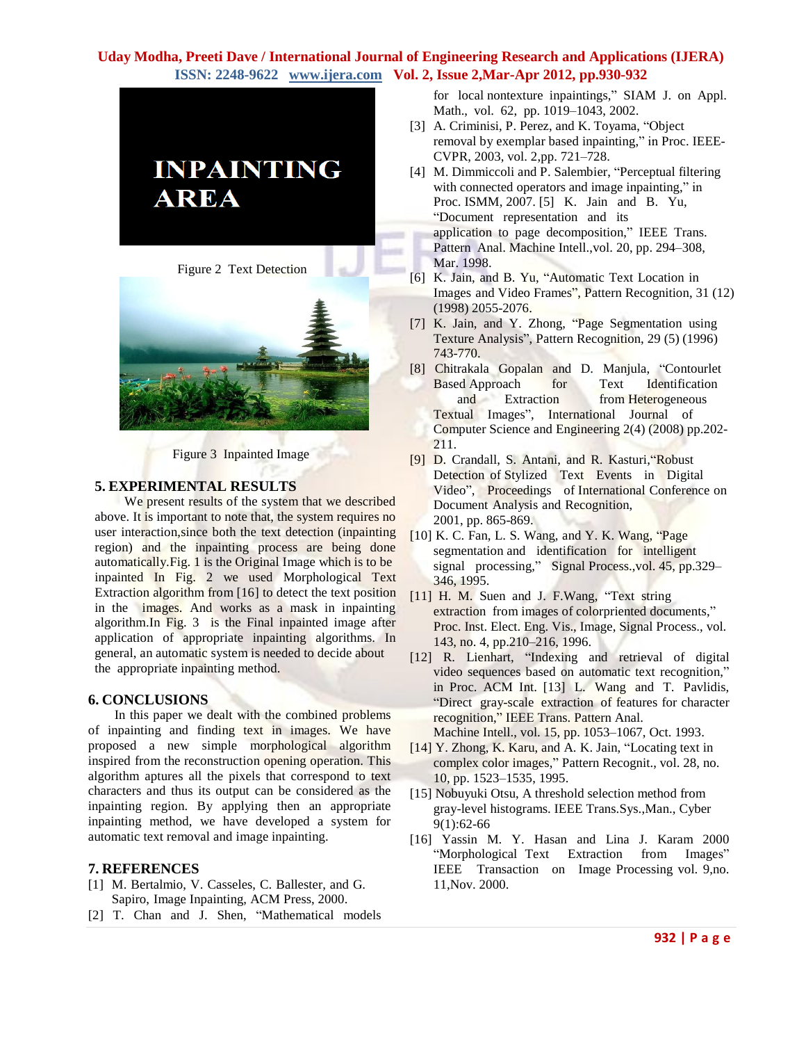Figure 2 Text Detection

Figure 3 Inpainted Image

## 5. EXPERIMENTAL RESULTS

We present results of the system that we described above. It is important to note that, the system requires no user interaction,since both the text detection (inpainting region) and the inpainting process are being done automatically.Fig. 1 is the Original Image which is to be inpainted In Fig. 2 we used Morphological Text Extraction algorithm from [16] to detect the text position in the images. And works as a mask in inpainting algorithm.In Fig. 3 is the Final inpainted image after application of appropriate inpainting algorithms. In general, an automatic system is needed to decide about the appropriate inpainting method.

## 6. CONCLUSIONS

In this paper we dealt with the combined problems of inpainting and finding text in images. We have proposed a new simple morphological algorithm inspired from the reconstruction opening operation. This algorithm aptures all the pixels that correspond to text characters and thus its output can be considered as the inpainting region. By applying then an appropriate inpainting method, we have developed a system for automatic text removal and image inpainting.

## 7. REFERENCES

[1] M. Bertalmio, V. Casseles, C. Ballester, and G. Sapiro, Image Inpainting, ACM Press, 2000.

[2] T. Chan and J. Shen, "Mathematical models for local nontexture inpaintings," SIAM J. on Appl. Math., vol. 62, pp. 1019–1043, 2002.

[3] A. Criminisi, P. Perez, and K. Toyama, "Object removal by exemplar based inpainting," in Proc. IEEE-CVPR, 2003, vol. 2,pp. 721–728.

[4] M. Dimmiccoli and P. Salembier, "Perceptual filtering with connected operators and image inpainting," in Proc. ISMM, 2007. [5] K. Jain and B. Yu, "Document representation and its application to page decomposition," IEEE Trans. Pattern Anal. Machine Intell.,vol. 20, pp. 294–308, Mar. 1998.

[6] K. Jain, and B. Yu, "Automatic Text Location in Images and Video Frames", Pattern Recognition, 31 (12) (1998) 2055-2076.

[7] K. Jain, and Y. Zhong, "Page Segmentation using Texture Analysis", Pattern Recognition, 29 (5) (1996) 743-770.

[8] Chitrakala Gopalan and D. Manjula, "Contourlet Based Approach for Text Identification and Extraction from Heterogeneous Textual Images", International Journal of Computer Science and Engineering 2(4) (2008) pp.202-211.

[9] D. Crandall, S. Antani, and R. Kasturi,"Robust Detection of Stylized Text Events in Digital Video", Proceedings of International Conference on Document Analysis and Recognition, 2001, pp. 865-869.

[10] K. C. Fan, L. S. Wang, and Y. K. Wang, "Page segmentation and identification for intelligent signal processing," Signal Process.,vol. 45, pp.329–346, 1995.

[11] H. M. Suen and J. F.Wang, "Text string extraction from images of colorpriented documents," Proc. Inst. Elect. Eng. Vis., Image, Signal Process., vol. 143, no. 4, pp.210–216, 1996.

[12] R. Lienhart, "Indexing and retrieval of digital video sequences based on automatic text recognition," in Proc. ACM Int. [13] L. Wang and T. Pavlidis, "Direct gray-scale extraction of features for character recognition," IEEE Trans. Pattern Anal. Machine Intell., vol. 15, pp. 1053–1067, Oct. 1993.

[14] Y. Zhong, K. Karu, and A. K. Jain, "Locating text in complex color images," Pattern Recognit., vol. 28, no. 10, pp. 1523–1535, 1995.

[15] Nobuyuki Otsu, A threshold selection method from gray-level histograms. IEEE Trans.Sys.,Man., Cyber 9(1):62-66

[16] Yassin M. Y. Hasan and Lina J. Karam 2000 "Morphological Text Extraction from Images" IEEE Transaction on Image Processing vol. 9,no. 11,Nov. 2000.